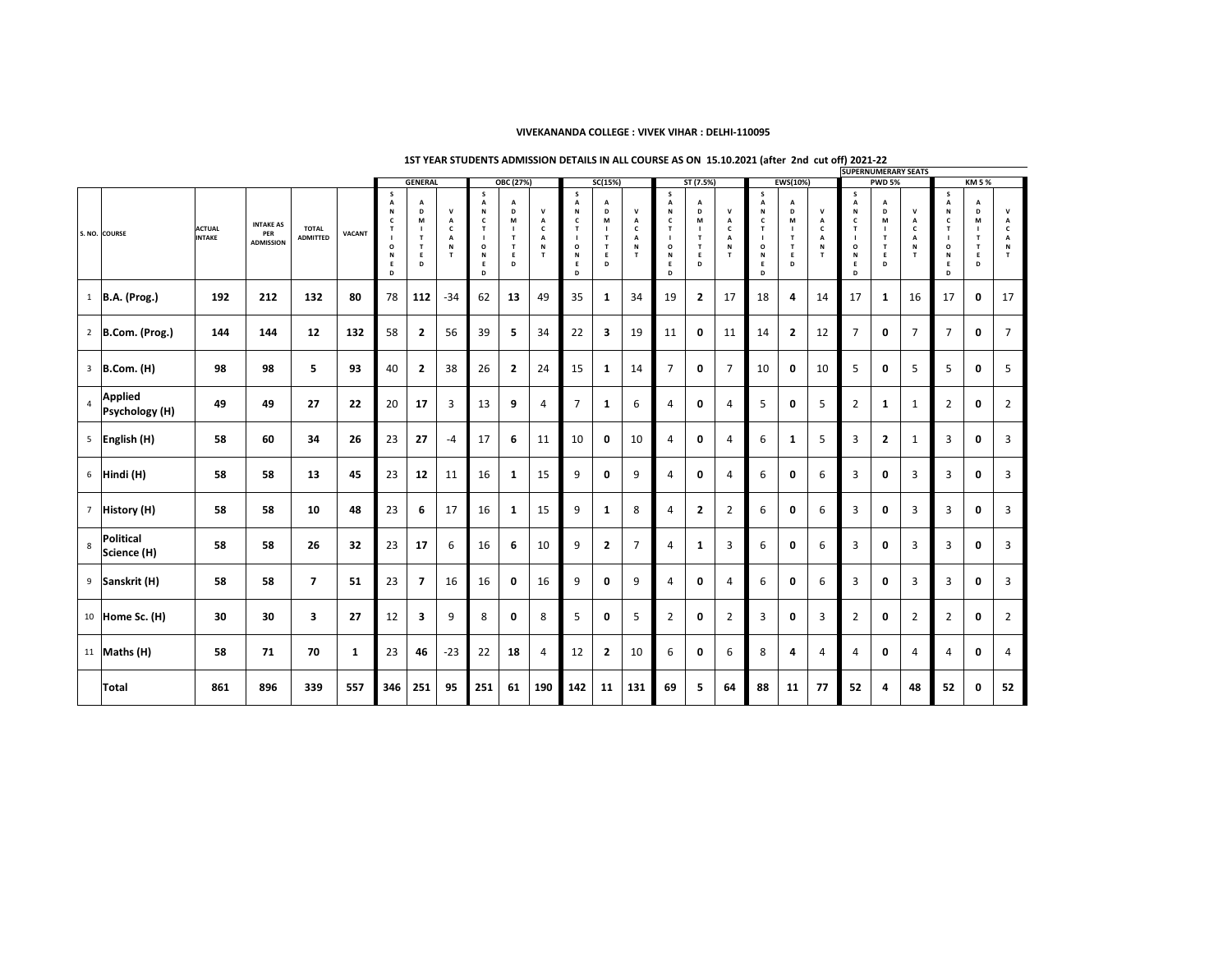**VIVEKANANDA COLLEGE : VIVEK VIHAR : DELHI-110095**

**1ST YEAR STUDENTS ADMISSION DETAILS IN ALL COURSE AS ON 15.10.2021 (after 2nd cut off) 2021-22**

| S. NO. | COURSE | ACTUAL INTAKE | INTAKE AS PER ADMISSION | TOTAL ADMITTED | VACANT | GENERAL | | | OBC (27%) | | | SC(15%) | | | ST (7.5%) | | | EWS(10%) | | | SUPERNUMERARY SEATS PWD 5% | | | KM 5 % | | |
|---|---|---|---|---|---|---|---|---|---|---|---|---|---|---|---|---|---|---|---|---|---|---|---|---|---|---|
| | | | | | | SANCTIONED | ADMITTED | VACANT | SANCTIONED | ADMITTED | VACANT | SANCTIONED | ADMITTED | VACANT | SANCTIONED | ADMITTED | VACANT | SANCTIONED | ADMITTED | VACANT | SANCTIONED | ADMITTED | VACANT | SANCTIONED | ADMITTED | VACANT |
| 1 | **B.A. (Prog.)** | **192** | **212** | **132** | **80** | 78 | **112** | -34 | 62 | **13** | 49 | 35 | **1** | 34 | 19 | **2** | 17 | 18 | **4** | 14 | 17 | **1** | 16 | 17 | **0** | 17 |
| 2 | **B.Com. (Prog.)** | **144** | **144** | **12** | **132** | 58 | **2** | 56 | 39 | **5** | 34 | 22 | **3** | 19 | 11 | **0** | 11 | 14 | **2** | 12 | 7 | **0** | 7 | 7 | **0** | 7 |
| 3 | **B.Com. (H)** | **98** | **98** | **5** | **93** | 40 | **2** | 38 | 26 | **2** | 24 | 15 | **1** | 14 | 7 | **0** | 7 | 10 | **0** | 10 | 5 | **0** | 5 | 5 | **0** | 5 |
| 4 | **Applied Psychology (H)** | **49** | **49** | **27** | **22** | 20 | **17** | 3 | 13 | **9** | 4 | 7 | **1** | 6 | 4 | **0** | 4 | 5 | **0** | 5 | 2 | **1** | 1 | 2 | **0** | 2 |
| 5 | **English (H)** | **58** | **60** | **34** | **26** | 23 | **27** | -4 | 17 | **6** | 11 | 10 | **0** | 10 | 4 | **0** | 4 | 6 | **1** | 5 | 3 | **2** | 1 | 3 | **0** | 3 |
| 6 | **Hindi (H)** | **58** | **58** | **13** | **45** | 23 | **12** | 11 | 16 | **1** | 15 | 9 | **0** | 9 | 4 | **0** | 4 | 6 | **0** | 6 | 3 | **0** | 3 | 3 | **0** | 3 |
| 7 | **History (H)** | **58** | **58** | **10** | **48** | 23 | **6** | 17 | 16 | **1** | 15 | 9 | **1** | 8 | 4 | **2** | 2 | 6 | **0** | 6 | 3 | **0** | 3 | 3 | **0** | 3 |
| 8 | **Political Science (H)** | **58** | **58** | **26** | **32** | 23 | **17** | 6 | 16 | **6** | 10 | 9 | **2** | 7 | 4 | **1** | 3 | 6 | **0** | 6 | 3 | **0** | 3 | 3 | **0** | 3 |
| 9 | **Sanskrit (H)** | **58** | **58** | **7** | **51** | 23 | **7** | 16 | 16 | **0** | 16 | 9 | **0** | 9 | 4 | **0** | 4 | 6 | **0** | 6 | 3 | **0** | 3 | 3 | **0** | 3 |
| 10 | **Home Sc. (H)** | **30** | **30** | **3** | **27** | 12 | **3** | 9 | 8 | **0** | 8 | 5 | **0** | 5 | 2 | **0** | 2 | 3 | **0** | 3 | 2 | **0** | 2 | 2 | **0** | 2 |
| 11 | **Maths (H)** | **58** | **71** | **70** | **1** | 23 | **46** | -23 | 22 | **18** | 4 | 12 | **2** | 10 | 6 | **0** | 6 | 8 | **4** | 4 | 4 | **0** | 4 | 4 | **0** | 4 |
| | **Total** | **861** | **896** | **339** | **557** | **346** | **251** | **95** | **251** | **61** | **190** | **142** | **11** | **131** | **69** | **5** | **64** | **88** | **11** | **77** | **52** | **4** | **48** | **52** | **0** | **52** |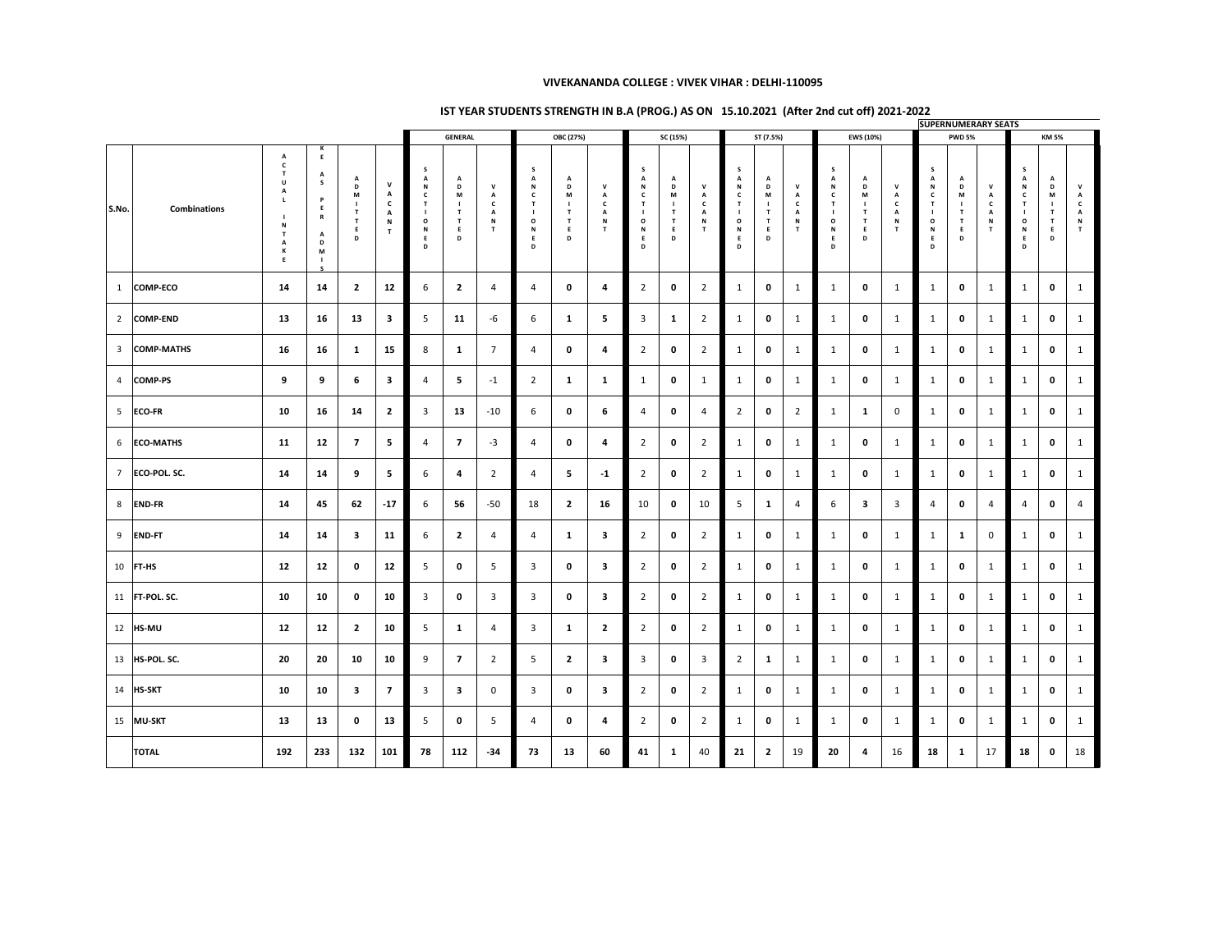**VIVEKANANDA COLLEGE : VIVEK VIHAR : DELHI-110095**

**IST YEAR STUDENTS STRENGTH IN B.A (PROG.) AS ON 15.10.2021 (After 2nd cut off) 2021-2022**

| S.No. | Combinations | ACTUAL INTAKE | KEAS PER ADMIS | ADMITTED | VACANT | GENERAL | | | OBC (27%) | | | SC (15%) | | | ST (7.5%) | | | EWS (10%) | | | SUPERNUMERARY SEATS PWD 5% | | | KM 5% | | |
|---|---|---|---|---|---|---|---|---|---|---|---|---|---|---|---|---|---|---|---|---|---|---|---|---|---|---|
| | | | | | | SANCTIONED | ADMITTED | VACANT | SANCTIONED | ADMITTED | VACANT | SANCTIONED | ADMITTED | VACANT | SANCTIONED | ADMITTED | VACANT | SANCTIONED | ADMITTED | VACANT | SANCTIONED | ADMITTED | VACANT | SANCTIONED | ADMITTED | VACANT |
| 1 | COMP-ECO | 14 | 14 | 2 | 12 | 6 | 2 | 4 | 4 | 0 | 4 | 2 | 0 | 2 | 1 | 0 | 1 | 1 | 0 | 1 | 1 | 0 | 1 | 1 | 0 | 1 |
| 2 | COMP-END | 13 | 16 | 13 | 3 | 5 | 11 | -6 | 6 | 1 | 5 | 3 | 1 | 2 | 1 | 0 | 1 | 1 | 0 | 1 | 1 | 0 | 1 | 1 | 0 | 1 |
| 3 | COMP-MATHS | 16 | 16 | 1 | 15 | 8 | 1 | 7 | 4 | 0 | 4 | 2 | 0 | 2 | 1 | 0 | 1 | 1 | 0 | 1 | 1 | 0 | 1 | 1 | 0 | 1 |
| 4 | COMP-PS | 9 | 9 | 6 | 3 | 4 | 5 | -1 | 2 | 1 | 1 | 1 | 0 | 1 | 1 | 0 | 1 | 1 | 0 | 1 | 1 | 0 | 1 | 1 | 0 | 1 |
| 5 | ECO-FR | 10 | 16 | 14 | 2 | 3 | 13 | -10 | 6 | 0 | 6 | 4 | 0 | 4 | 2 | 0 | 2 | 1 | 1 | 0 | 1 | 0 | 1 | 1 | 0 | 1 |
| 6 | ECO-MATHS | 11 | 12 | 7 | 5 | 4 | 7 | -3 | 4 | 0 | 4 | 2 | 0 | 2 | 1 | 0 | 1 | 1 | 0 | 1 | 1 | 0 | 1 | 1 | 0 | 1 |
| 7 | ECO-POL. SC. | 14 | 14 | 9 | 5 | 6 | 4 | 2 | 4 | 5 | -1 | 2 | 0 | 2 | 1 | 0 | 1 | 1 | 0 | 1 | 1 | 0 | 1 | 1 | 0 | 1 |
| 8 | END-FR | 14 | 45 | 62 | -17 | 6 | 56 | -50 | 18 | 2 | 16 | 10 | 0 | 10 | 5 | 1 | 4 | 6 | 3 | 3 | 4 | 0 | 4 | 4 | 0 | 4 |
| 9 | END-FT | 14 | 14 | 3 | 11 | 6 | 2 | 4 | 4 | 1 | 3 | 2 | 0 | 2 | 1 | 0 | 1 | 1 | 0 | 1 | 1 | 1 | 0 | 1 | 0 | 1 |
| 10 | FT-HS | 12 | 12 | 0 | 12 | 5 | 0 | 5 | 3 | 0 | 3 | 2 | 0 | 2 | 1 | 0 | 1 | 1 | 0 | 1 | 1 | 0 | 1 | 1 | 0 | 1 |
| 11 | FT-POL. SC. | 10 | 10 | 0 | 10 | 3 | 0 | 3 | 3 | 0 | 3 | 2 | 0 | 2 | 1 | 0 | 1 | 1 | 0 | 1 | 1 | 0 | 1 | 1 | 0 | 1 |
| 12 | HS-MU | 12 | 12 | 2 | 10 | 5 | 1 | 4 | 3 | 1 | 2 | 2 | 0 | 2 | 1 | 0 | 1 | 1 | 0 | 1 | 1 | 0 | 1 | 1 | 0 | 1 |
| 13 | HS-POL. SC. | 20 | 20 | 10 | 10 | 9 | 7 | 2 | 5 | 2 | 3 | 3 | 0 | 3 | 2 | 1 | 1 | 1 | 0 | 1 | 1 | 0 | 1 | 1 | 0 | 1 |
| 14 | HS-SKT | 10 | 10 | 3 | 7 | 3 | 3 | 0 | 3 | 0 | 3 | 2 | 0 | 2 | 1 | 0 | 1 | 1 | 0 | 1 | 1 | 0 | 1 | 1 | 0 | 1 |
| 15 | MU-SKT | 13 | 13 | 0 | 13 | 5 | 0 | 5 | 4 | 0 | 4 | 2 | 0 | 2 | 1 | 0 | 1 | 1 | 0 | 1 | 1 | 0 | 1 | 1 | 0 | 1 |
| | TOTAL | 192 | 233 | 132 | 101 | 78 | 112 | -34 | 73 | 13 | 60 | 41 | 1 | 40 | 21 | 2 | 19 | 20 | 4 | 16 | 18 | 1 | 17 | 18 | 0 | 18 |